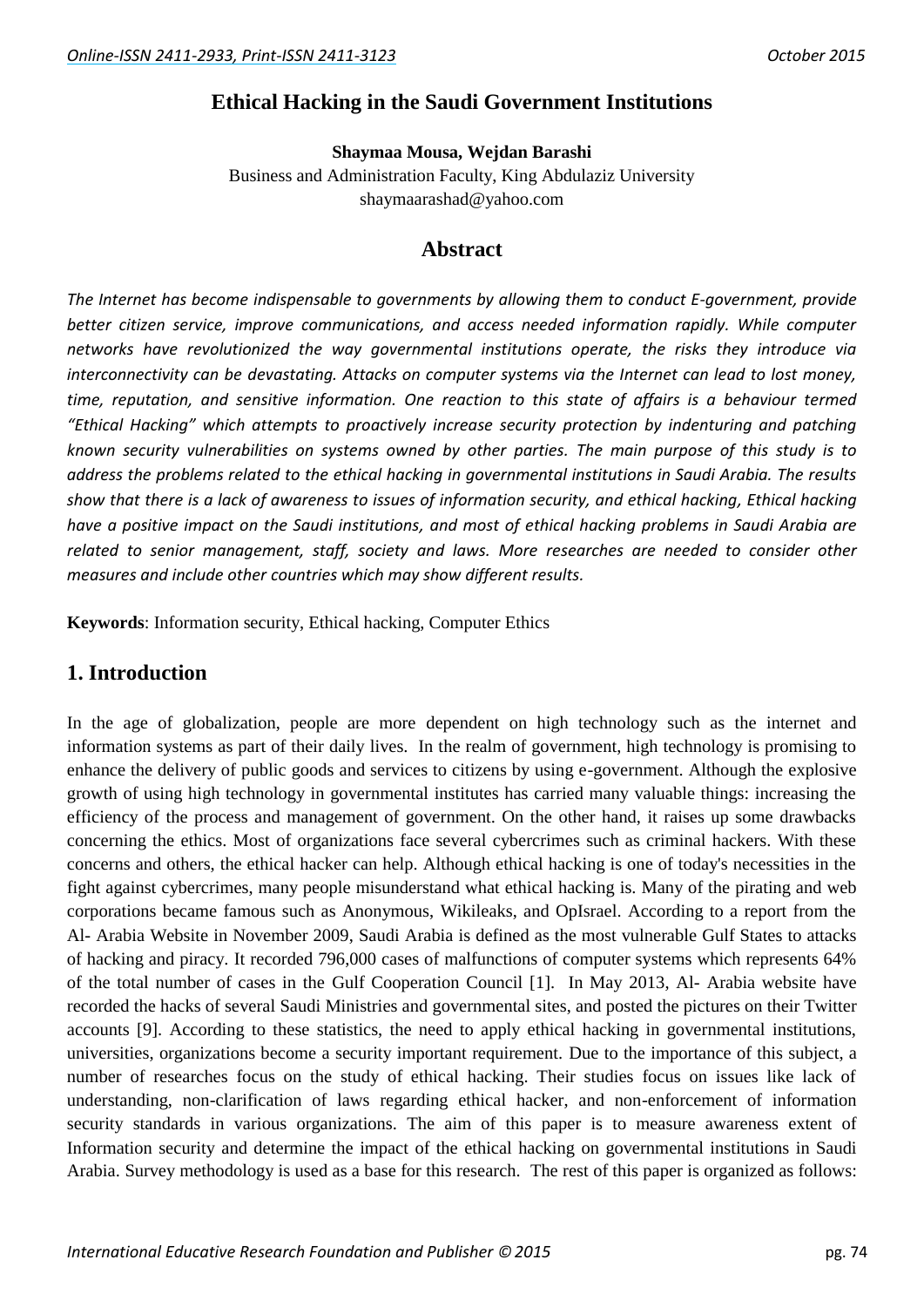# Ethical Hacking in the Saudi Government Institutions

**Shaymaa Mousa, Wejdan Barashi**

Business and Administration Faculty, King Abdulaziz University

shaymaarashad@yahoo.com

## Abstract

*The Internet has become indispensable to governments by allowing them to conduct E-government, provide better citizen service, improve communications, and access needed information rapidly. While computer networks have revolutionized the way governmental institutions operate, the risks they introduce via interconnectivity can be devastating. Attacks on computer systems via the Internet can lead to lost money, time, reputation, and sensitive information. One reaction to this state of affairs is a behaviour termed "Ethical Hacking" which attempts to proactively increase security protection by indenturing and patching known security vulnerabilities on systems owned by other parties. The main purpose of this study is to address the problems related to the ethical hacking in governmental institutions in Saudi Arabia. The results show that there is a lack of awareness to issues of information security, and ethical hacking, Ethical hacking have a positive impact on the Saudi institutions, and most of ethical hacking problems in Saudi Arabia are related to senior management, staff, society and laws. More researches are needed to consider other measures and include other countries which may show different results.*

**Keywords**: Information security, Ethical hacking, Computer Ethics

## 1. Introduction

In the age of globalization, people are more dependent on high technology such as the internet and information systems as part of their daily lives. In the realm of government, high technology is promising to enhance the delivery of public goods and services to citizens by using e-government. Although the explosive growth of using high technology in governmental institutes has carried many valuable things: increasing the efficiency of the process and management of government. On the other hand, it raises up some drawbacks concerning the ethics. Most of organizations face several cybercrimes such as criminal hackers. With these concerns and others, the ethical hacker can help. Although ethical hacking is one of today's necessities in the fight against cybercrimes, many people misunderstand what ethical hacking is. Many of the pirating and web corporations became famous such as Anonymous, Wikileaks, and OpIsrael. According to a report from the Al- Arabia Website in November 2009, Saudi Arabia is defined as the most vulnerable Gulf States to attacks of hacking and piracy. It recorded 796,000 cases of malfunctions of computer systems which represents 64% of the total number of cases in the Gulf Cooperation Council [1]. In May 2013, Al- Arabia website have recorded the hacks of several Saudi Ministries and governmental sites, and posted the pictures on their Twitter accounts [9]. According to these statistics, the need to apply ethical hacking in governmental institutions, universities, organizations become a security important requirement. Due to the importance of this subject, a number of researches focus on the study of ethical hacking. Their studies focus on issues like lack of understanding, non-clarification of laws regarding ethical hacker, and non-enforcement of information security standards in various organizations. The aim of this paper is to measure awareness extent of Information security and determine the impact of the ethical hacking on governmental institutions in Saudi Arabia. Survey methodology is used as a base for this research. The rest of this paper is organized as follows: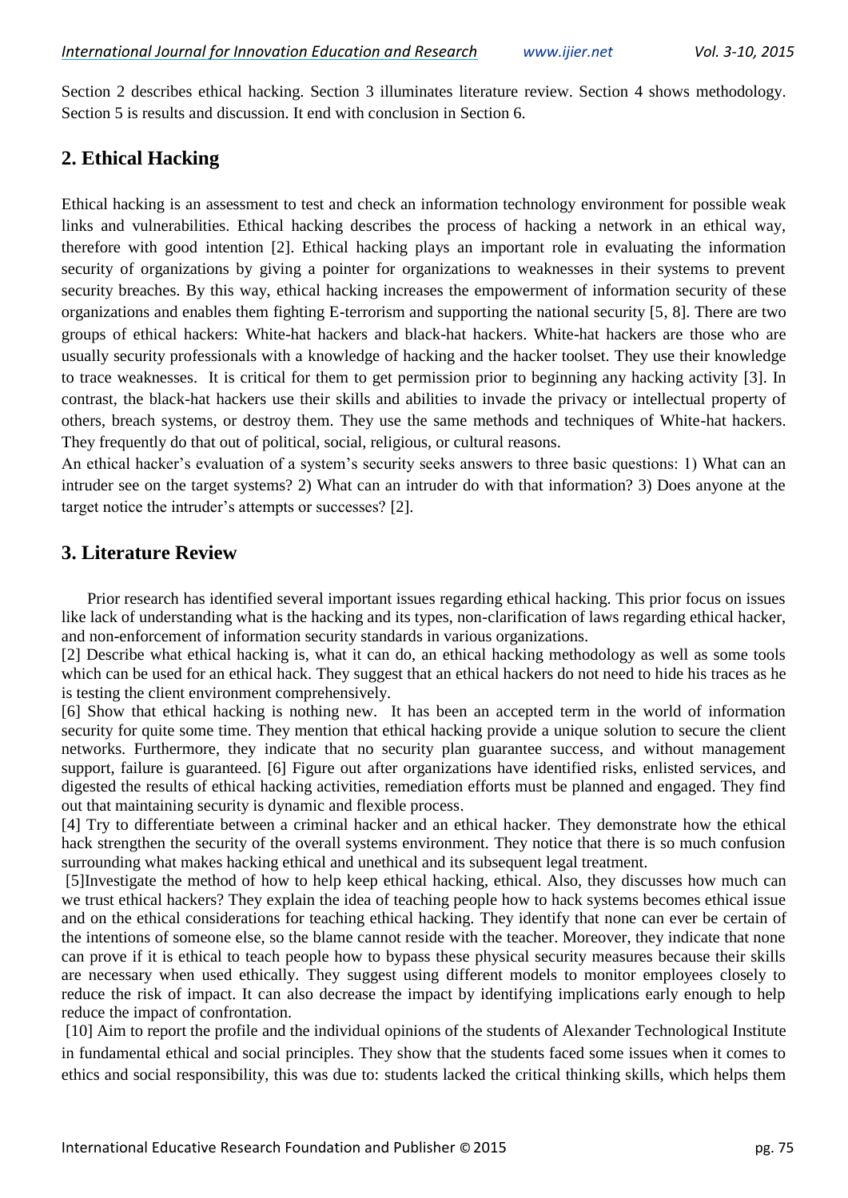Section 2 describes ethical hacking. Section 3 illuminates literature review. Section 4 shows methodology. Section 5 is results and discussion. It end with conclusion in Section 6.

## 2. Ethical Hacking

Ethical hacking is an assessment to test and check an information technology environment for possible weak links and vulnerabilities. Ethical hacking describes the process of hacking a network in an ethical way, therefore with good intention [2]. Ethical hacking plays an important role in evaluating the information security of organizations by giving a pointer for organizations to weaknesses in their systems to prevent security breaches. By this way, ethical hacking increases the empowerment of information security of these organizations and enables them fighting E-terrorism and supporting the national security [5, 8]. There are two groups of ethical hackers: White-hat hackers and black-hat hackers. White-hat hackers are those who are usually security professionals with a knowledge of hacking and the hacker toolset. They use their knowledge to trace weaknesses. It is critical for them to get permission prior to beginning any hacking activity [3]. In contrast, the black-hat hackers use their skills and abilities to invade the privacy or intellectual property of others, breach systems, or destroy them. They use the same methods and techniques of White-hat hackers. They frequently do that out of political, social, religious, or cultural reasons.

An ethical hacker's evaluation of a system's security seeks answers to three basic questions: 1) What can an intruder see on the target systems? 2) What can an intruder do with that information? 3) Does anyone at the target notice the intruder's attempts or successes? [2].

## 3. Literature Review

Prior research has identified several important issues regarding ethical hacking. This prior focus on issues like lack of understanding what is the hacking and its types, non-clarification of laws regarding ethical hacker, and non-enforcement of information security standards in various organizations.

[2] Describe what ethical hacking is, what it can do, an ethical hacking methodology as well as some tools which can be used for an ethical hack. They suggest that an ethical hackers do not need to hide his traces as he is testing the client environment comprehensively.

[6] Show that ethical hacking is nothing new. It has been an accepted term in the world of information security for quite some time. They mention that ethical hacking provide a unique solution to secure the client networks. Furthermore, they indicate that no security plan guarantee success, and without management support, failure is guaranteed. [6] Figure out after organizations have identified risks, enlisted services, and digested the results of ethical hacking activities, remediation efforts must be planned and engaged. They find out that maintaining security is dynamic and flexible process.

[4] Try to differentiate between a criminal hacker and an ethical hacker. They demonstrate how the ethical hack strengthen the security of the overall systems environment. They notice that there is so much confusion surrounding what makes hacking ethical and unethical and its subsequent legal treatment.

[5]Investigate the method of how to help keep ethical hacking, ethical. Also, they discusses how much can we trust ethical hackers? They explain the idea of teaching people how to hack systems becomes ethical issue and on the ethical considerations for teaching ethical hacking. They identify that none can ever be certain of the intentions of someone else, so the blame cannot reside with the teacher. Moreover, they indicate that none can prove if it is ethical to teach people how to bypass these physical security measures because their skills are necessary when used ethically. They suggest using different models to monitor employees closely to reduce the risk of impact. It can also decrease the impact by identifying implications early enough to help reduce the impact of confrontation.

[10] Aim to report the profile and the individual opinions of the students of Alexander Technological Institute in fundamental ethical and social principles. They show that the students faced some issues when it comes to ethics and social responsibility, this was due to: students lacked the critical thinking skills, which helps them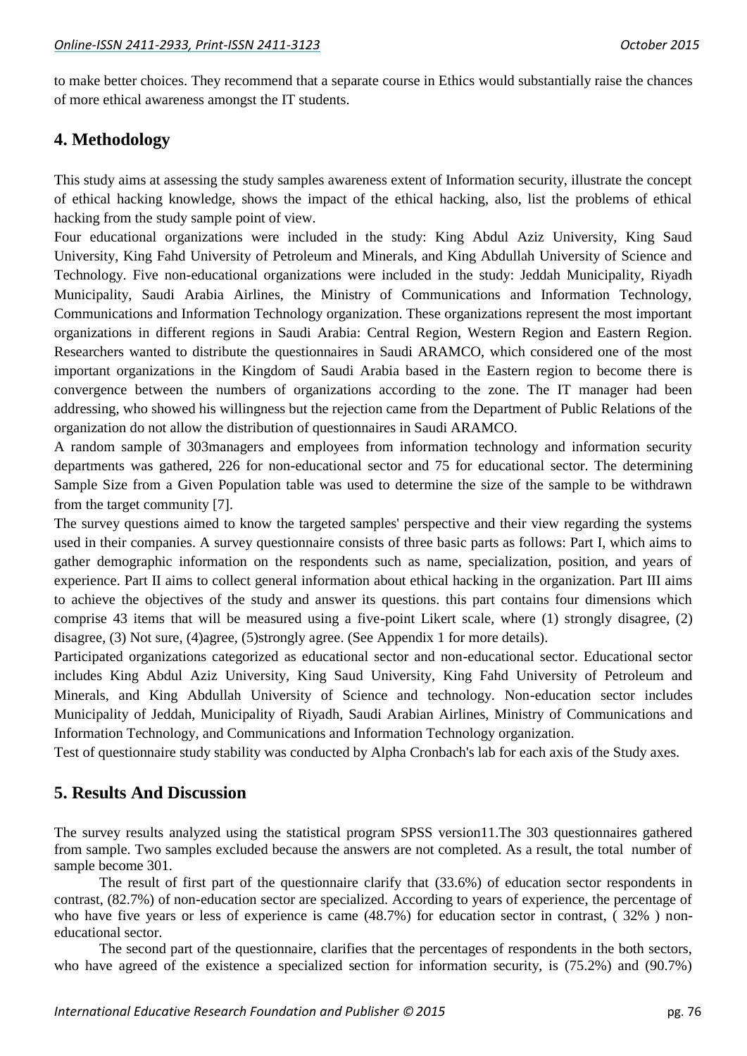to make better choices. They recommend that a separate course in Ethics would substantially raise the chances of more ethical awareness amongst the IT students.

## 4. Methodology

This study aims at assessing the study samples awareness extent of Information security, illustrate the concept of ethical hacking knowledge, shows the impact of the ethical hacking, also, list the problems of ethical hacking from the study sample point of view.

Four educational organizations were included in the study: King Abdul Aziz University, King Saud University, King Fahd University of Petroleum and Minerals, and King Abdullah University of Science and Technology. Five non-educational organizations were included in the study: Jeddah Municipality, Riyadh Municipality, Saudi Arabia Airlines, the Ministry of Communications and Information Technology, Communications and Information Technology organization. These organizations represent the most important organizations in different regions in Saudi Arabia: Central Region, Western Region and Eastern Region. Researchers wanted to distribute the questionnaires in Saudi ARAMCO, which considered one of the most important organizations in the Kingdom of Saudi Arabia based in the Eastern region to become there is convergence between the numbers of organizations according to the zone. The IT manager had been addressing, who showed his willingness but the rejection came from the Department of Public Relations of the organization do not allow the distribution of questionnaires in Saudi ARAMCO.

A random sample of 303managers and employees from information technology and information security departments was gathered, 226 for non-educational sector and 75 for educational sector. The determining Sample Size from a Given Population table was used to determine the size of the sample to be withdrawn from the target community [7].

The survey questions aimed to know the targeted samples' perspective and their view regarding the systems used in their companies. A survey questionnaire consists of three basic parts as follows: Part I, which aims to gather demographic information on the respondents such as name, specialization, position, and years of experience. Part II aims to collect general information about ethical hacking in the organization. Part III aims to achieve the objectives of the study and answer its questions. this part contains four dimensions which comprise 43 items that will be measured using a five-point Likert scale, where (1) strongly disagree, (2) disagree, (3) Not sure, (4)agree, (5)strongly agree. (See Appendix 1 for more details).

Participated organizations categorized as educational sector and non-educational sector. Educational sector includes King Abdul Aziz University, King Saud University, King Fahd University of Petroleum and Minerals, and King Abdullah University of Science and technology. Non-education sector includes Municipality of Jeddah, Municipality of Riyadh, Saudi Arabian Airlines, Ministry of Communications and Information Technology, and Communications and Information Technology organization.

Test of questionnaire study stability was conducted by Alpha Cronbach's lab for each axis of the Study axes.

## 5. Results And Discussion

The survey results analyzed using the statistical program SPSS version11.The 303 questionnaires gathered from sample. Two samples excluded because the answers are not completed. As a result, the total number of sample become 301.

The result of first part of the questionnaire clarify that (33.6%) of education sector respondents in contrast, (82.7%) of non-education sector are specialized. According to years of experience, the percentage of who have five years or less of experience is came (48.7%) for education sector in contrast, ( 32% ) non-educational sector.

The second part of the questionnaire, clarifies that the percentages of respondents in the both sectors, who have agreed of the existence a specialized section for information security, is (75.2%) and (90.7%)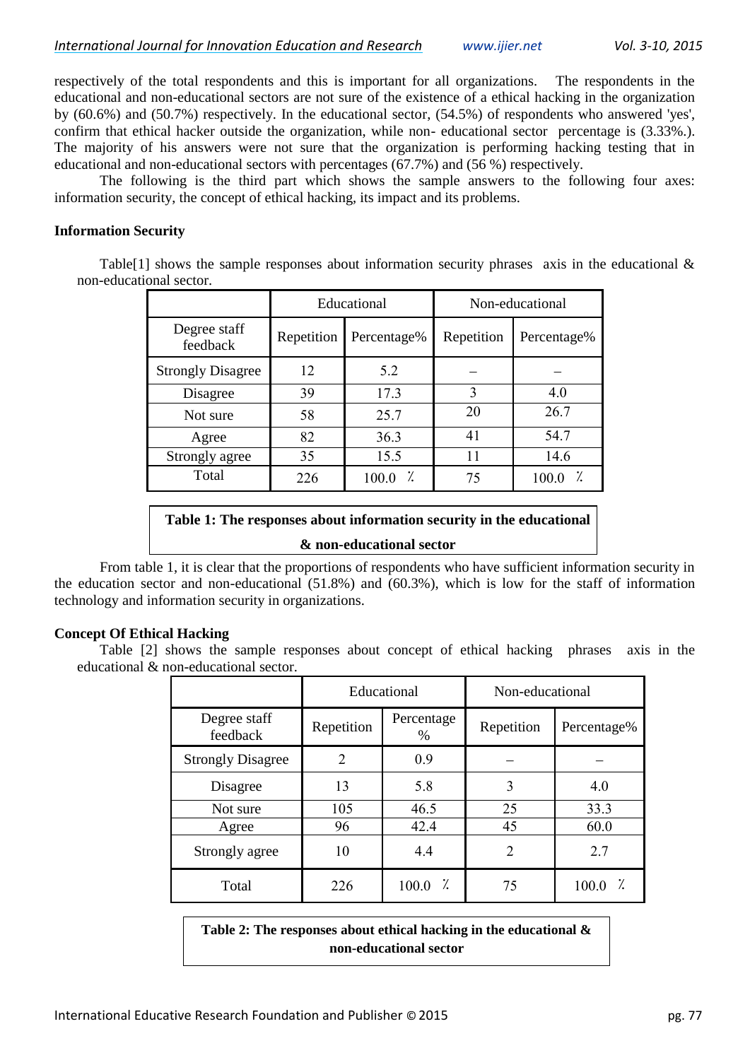respectively of the total respondents and this is important for all organizations. The respondents in the educational and non-educational sectors are not sure of the existence of a ethical hacking in the organization by (60.6%) and (50.7%) respectively. In the educational sector, (54.5%) of respondents who answered 'yes', confirm that ethical hacker outside the organization, while non- educational sector percentage is (3.33%.). The majority of his answers were not sure that the organization is performing hacking testing that in educational and non-educational sectors with percentages (67.7%) and (56 %) respectively.

The following is the third part which shows the sample answers to the following four axes: information security, the concept of ethical hacking, its impact and its problems.

**Information Security**

Table[1] shows the sample responses about information security phrases axis in the educational & non-educational sector.

| | Educational | | Non-educational | |
|---|---|---|---|---|
| Degree staff feedback | Repetition | Percentage% | Repetition | Percentage% |
| Strongly Disagree | 12 | 5.2 | – | – |
| Disagree | 39 | 17.3 | 3 | 4.0 |
| Not sure | 58 | 25.7 | 20 | 26.7 |
| Agree | 82 | 36.3 | 41 | 54.7 |
| Strongly agree | 35 | 15.5 | 11 | 14.6 |
| Total | 226 | 100.0 % | 75 | 100.0 % |

**Table 1: The responses about information security in the educational & non-educational sector**

From table 1, it is clear that the proportions of respondents who have sufficient information security in the education sector and non-educational (51.8%) and (60.3%), which is low for the staff of information technology and information security in organizations.

**Concept Of Ethical Hacking**

Table [2] shows the sample responses about concept of ethical hacking phrases axis in the educational & non-educational sector.

| | Educational | | Non-educational | |
|---|---|---|---|---|
| Degree staff feedback | Repetition | Percentage % | Repetition | Percentage% |
| Strongly Disagree | 2 | 0.9 | – | – |
| Disagree | 13 | 5.8 | 3 | 4.0 |
| Not sure | 105 | 46.5 | 25 | 33.3 |
| Agree | 96 | 42.4 | 45 | 60.0 |
| Strongly agree | 10 | 4.4 | 2 | 2.7 |
| Total | 226 | 100.0 % | 75 | 100.0 % |

**Table 2: The responses about ethical hacking in the educational & non-educational sector**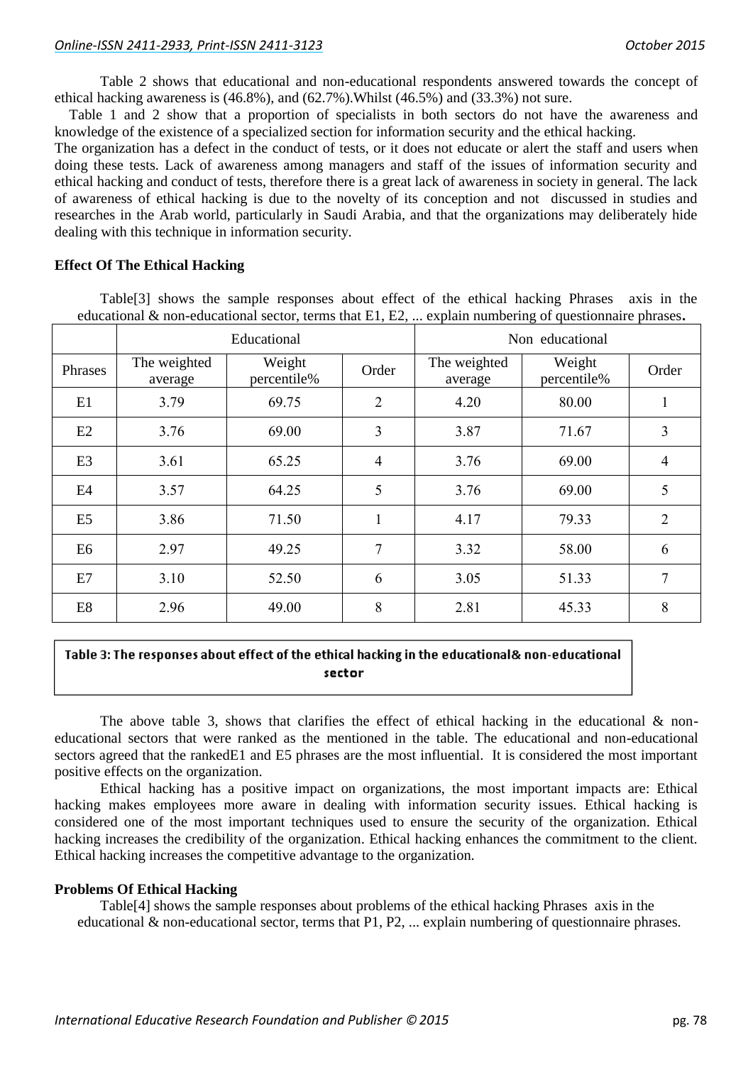Table 2 shows that educational and non-educational respondents answered towards the concept of ethical hacking awareness is (46.8%), and (62.7%).Whilst (46.5%) and (33.3%) not sure.

Table 1 and 2 show that a proportion of specialists in both sectors do not have the awareness and knowledge of the existence of a specialized section for information security and the ethical hacking.

The organization has a defect in the conduct of tests, or it does not educate or alert the staff and users when doing these tests. Lack of awareness among managers and staff of the issues of information security and ethical hacking and conduct of tests, therefore there is a great lack of awareness in society in general. The lack of awareness of ethical hacking is due to the novelty of its conception and not discussed in studies and researches in the Arab world, particularly in Saudi Arabia, and that the organizations may deliberately hide dealing with this technique in information security.

**Effect Of The Ethical Hacking**

Table[3] shows the sample responses about effect of the ethical hacking Phrases axis in the educational & non-educational sector, terms that E1, E2, ... explain numbering of questionnaire phrases**.**

| | Educational | | | Non educational | | |
|---|---|---|---|---|---|---|
| Phrases | The weighted average | Weight percentile% | Order | The weighted average | Weight percentile% | Order |
| E1 | 3.79 | 69.75 | 2 | 4.20 | 80.00 | 1 |
| E2 | 3.76 | 69.00 | 3 | 3.87 | 71.67 | 3 |
| E3 | 3.61 | 65.25 | 4 | 3.76 | 69.00 | 4 |
| E4 | 3.57 | 64.25 | 5 | 3.76 | 69.00 | 5 |
| E5 | 3.86 | 71.50 | 1 | 4.17 | 79.33 | 2 |
| E6 | 2.97 | 49.25 | 7 | 3.32 | 58.00 | 6 |
| E7 | 3.10 | 52.50 | 6 | 3.05 | 51.33 | 7 |
| E8 | 2.96 | 49.00 | 8 | 2.81 | 45.33 | 8 |

**Table 3: The responses about effect of the ethical hacking in the educational& non-educational sector**

The above table 3, shows that clarifies the effect of ethical hacking in the educational & non-educational sectors that were ranked as the mentioned in the table. The educational and non-educational sectors agreed that the rankedE1 and E5 phrases are the most influential. It is considered the most important positive effects on the organization.

Ethical hacking has a positive impact on organizations, the most important impacts are: Ethical hacking makes employees more aware in dealing with information security issues. Ethical hacking is considered one of the most important techniques used to ensure the security of the organization. Ethical hacking increases the credibility of the organization. Ethical hacking enhances the commitment to the client. Ethical hacking increases the competitive advantage to the organization.

**Problems Of Ethical Hacking**

Table[4] shows the sample responses about problems of the ethical hacking Phrases axis in the educational & non-educational sector, terms that P1, P2, ... explain numbering of questionnaire phrases.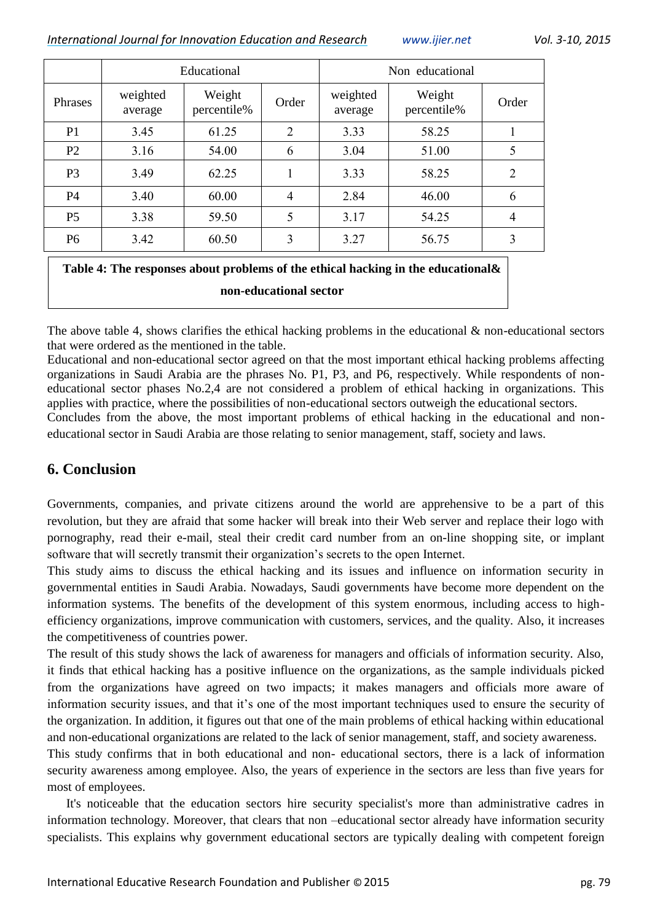| | Educational | | | Non educational | | |
|---|---|---|---|---|---|---|
| Phrases | weighted average | Weight percentile% | Order | weighted average | Weight percentile% | Order |
| P1 | 3.45 | 61.25 | 2 | 3.33 | 58.25 | 1 |
| P2 | 3.16 | 54.00 | 6 | 3.04 | 51.00 | 5 |
| P3 | 3.49 | 62.25 | 1 | 3.33 | 58.25 | 2 |
| P4 | 3.40 | 60.00 | 4 | 2.84 | 46.00 | 6 |
| P5 | 3.38 | 59.50 | 5 | 3.17 | 54.25 | 4 |
| P6 | 3.42 | 60.50 | 3 | 3.27 | 56.75 | 3 |

**Table 4: The responses about problems of the ethical hacking in the educational& non-educational sector**

The above table 4, shows clarifies the ethical hacking problems in the educational & non-educational sectors that were ordered as the mentioned in the table.

Educational and non-educational sector agreed on that the most important ethical hacking problems affecting organizations in Saudi Arabia are the phrases No. P1, P3, and P6, respectively. While respondents of non-educational sector phases No.2,4 are not considered a problem of ethical hacking in organizations. This applies with practice, where the possibilities of non-educational sectors outweigh the educational sectors.

Concludes from the above, the most important problems of ethical hacking in the educational and non-educational sector in Saudi Arabia are those relating to senior management, staff, society and laws.

## 6. Conclusion

Governments, companies, and private citizens around the world are apprehensive to be a part of this revolution, but they are afraid that some hacker will break into their Web server and replace their logo with pornography, read their e-mail, steal their credit card number from an on-line shopping site, or implant software that will secretly transmit their organization's secrets to the open Internet.

This study aims to discuss the ethical hacking and its issues and influence on information security in governmental entities in Saudi Arabia. Nowadays, Saudi governments have become more dependent on the information systems. The benefits of the development of this system enormous, including access to high-efficiency organizations, improve communication with customers, services, and the quality. Also, it increases the competitiveness of countries power.

The result of this study shows the lack of awareness for managers and officials of information security. Also, it finds that ethical hacking has a positive influence on the organizations, as the sample individuals picked from the organizations have agreed on two impacts; it makes managers and officials more aware of information security issues, and that it's one of the most important techniques used to ensure the security of the organization. In addition, it figures out that one of the main problems of ethical hacking within educational and non-educational organizations are related to the lack of senior management, staff, and society awareness.

This study confirms that in both educational and non- educational sectors, there is a lack of information security awareness among employee. Also, the years of experience in the sectors are less than five years for most of employees.

It's noticeable that the education sectors hire security specialist's more than administrative cadres in information technology. Moreover, that clears that non –educational sector already have information security specialists. This explains why government educational sectors are typically dealing with competent foreign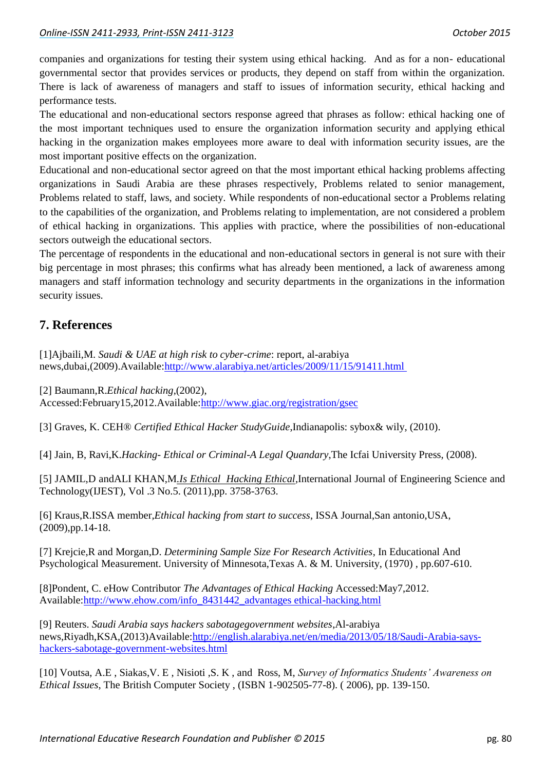companies and organizations for testing their system using ethical hacking. And as for a non- educational governmental sector that provides services or products, they depend on staff from within the organization. There is lack of awareness of managers and staff to issues of information security, ethical hacking and performance tests.

The educational and non-educational sectors response agreed that phrases as follow: ethical hacking one of the most important techniques used to ensure the organization information security and applying ethical hacking in the organization makes employees more aware to deal with information security issues, are the most important positive effects on the organization.

Educational and non-educational sector agreed on that the most important ethical hacking problems affecting organizations in Saudi Arabia are these phrases respectively, Problems related to senior management, Problems related to staff, laws, and society. While respondents of non-educational sector a Problems relating to the capabilities of the organization, and Problems relating to implementation, are not considered a problem of ethical hacking in organizations. This applies with practice, where the possibilities of non-educational sectors outweigh the educational sectors.

The percentage of respondents in the educational and non-educational sectors in general is not sure with their big percentage in most phrases; this confirms what has already been mentioned, a lack of awareness among managers and staff information technology and security departments in the organizations in the information security issues.

## 7. References

[1]Ajbaili,M. *Saudi & UAE at high risk to cyber-crime*: report, al-arabiya news,dubai,(2009).Available:http://www.alarabiya.net/articles/2009/11/15/91411.html

[2] Baumann,R.*Ethical hacking*,(2002), Accessed:February15,2012.Available:http://www.giac.org/registration/gsec

[3] Graves, K. CEH® *Certified Ethical Hacker StudyGuide*,Indianapolis: sybox& wily, (2010).

[4] Jain, B, Ravi,K.*Hacking- Ethical or Criminal-A Legal Quandary*,The Icfai University Press, (2008).

[5] JAMIL,D andALI KHAN,M.*Is Ethical Hacking Ethical*,International Journal of Engineering Science and Technology(IJEST), Vol .3 No.5. (2011),pp. 3758-3763.

[6] Kraus,R.ISSA member,*Ethical hacking from start to success*, ISSA Journal,San antonio,USA, (2009),pp.14-18.

[7] Krejcie,R and Morgan,D. *Determining Sample Size For Research Activities*, In Educational And Psychological Measurement. University of Minnesota,Texas A. & M. University, (1970) , pp.607-610.

[8]Pondent, C. eHow Contributor *The Advantages of Ethical Hacking* Accessed:May7,2012. Available:http://www.ehow.com/info_8431442_advantages ethical-hacking.html

[9] Reuters. *Saudi Arabia says hackers sabotagegovernment websites*,Al-arabiya news,Riyadh,KSA,(2013)Available:http://english.alarabiya.net/en/media/2013/05/18/Saudi-Arabia-says-hackers-sabotage-government-websites.html

[10] Voutsa, A.E , Siakas,V. E , Nisioti ,S. K , and Ross, M, *Survey of Informatics Students' Awareness on Ethical Issues*, The British Computer Society , (ISBN 1-902505-77-8). ( 2006), pp. 139-150.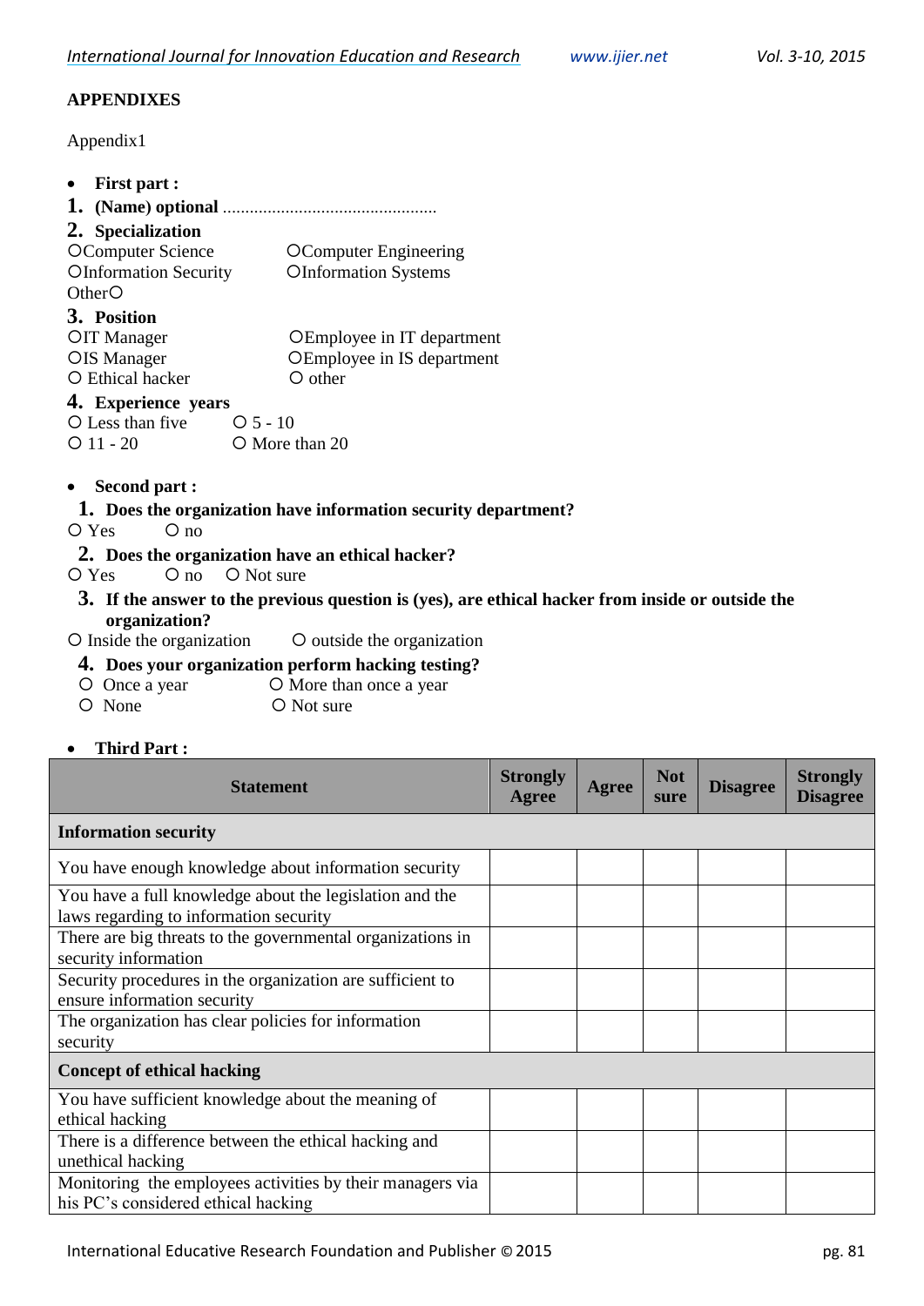**APPENDIXES**

Appendix1

- **First part :**

1. **(Name) optional** ...............................................
2. **Specialization**

○Computer Science ○Computer Engineering
○Information Security ○Information Systems
Other○

3. **Position**

○IT Manager ○Employee in IT department
○IS Manager ○Employee in IS department
○ Ethical hacker ○ other

4. **Experience years**

○ Less than five ○ 5 - 10
○ 11 - 20 ○ More than 20

- **Second part :**

1. **Does the organization have information security department?**

○ Yes ○ no

2. **Does the organization have an ethical hacker?**

○ Yes ○ no ○ Not sure

3. **If the answer to the previous question is (yes), are ethical hacker from inside or outside the organization?**

○ Inside the organization ○ outside the organization

4. **Does your organization perform hacking testing?**

○ Once a year ○ More than once a year
○ None ○ Not sure

- **Third Part :**

| Statement | Strongly Agree | Agree | Not sure | Disagree | Strongly Disagree |
|---|---|---|---|---|---|
| **Information security** | | | | | |
| You have enough knowledge about information security | | | | | |
| You have a full knowledge about the legislation and the laws regarding to information security | | | | | |
| There are big threats to the governmental organizations in security information | | | | | |
| Security procedures in the organization are sufficient to ensure information security | | | | | |
| The organization has clear policies for information security | | | | | |
| **Concept of ethical hacking** | | | | | |
| You have sufficient knowledge about the meaning of ethical hacking | | | | | |
| There is a difference between the ethical hacking and unethical hacking | | | | | |
| Monitoring the employees activities by their managers via his PC's considered ethical hacking | | | | | |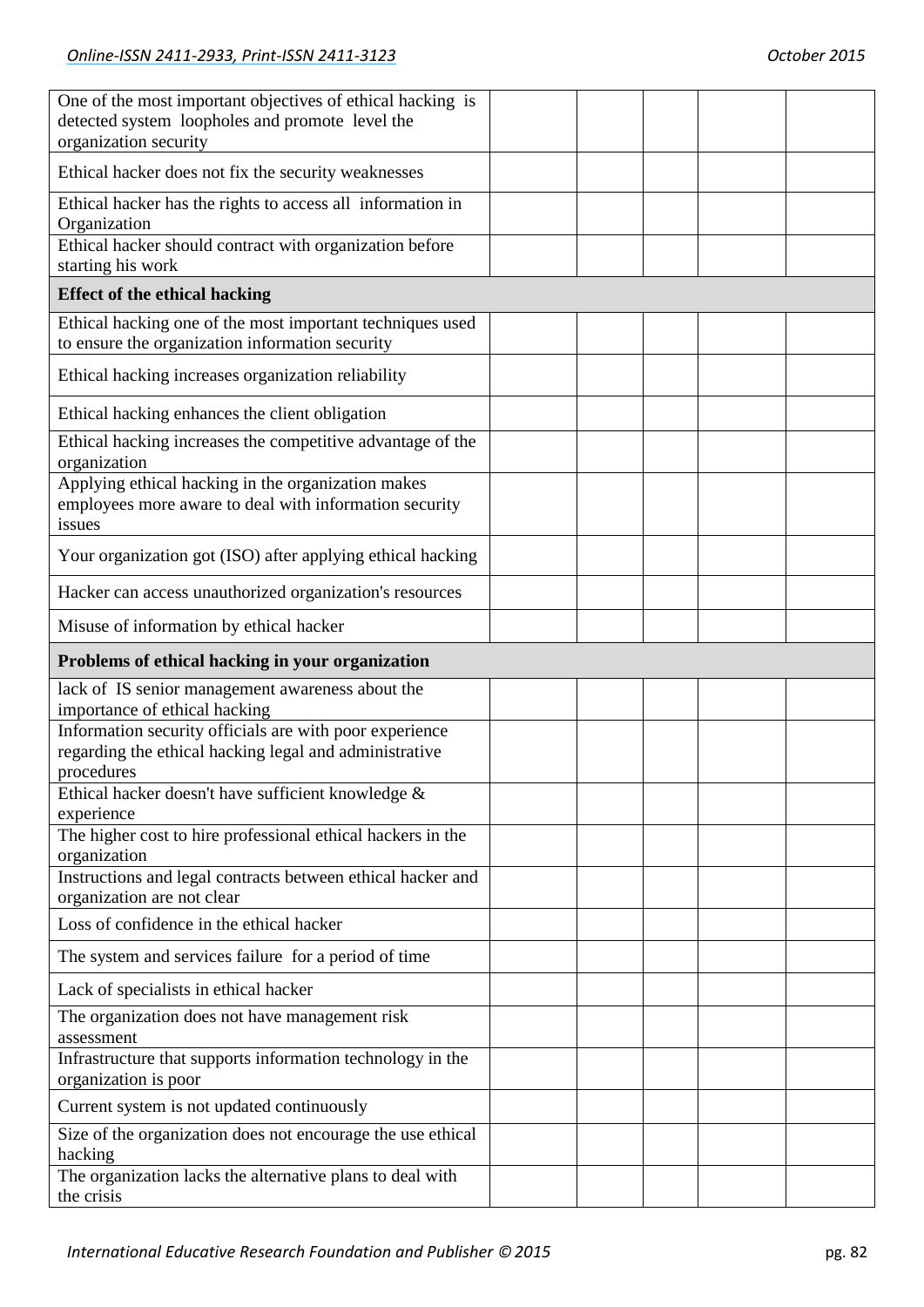| | | | | | |
|---|---|---|---|---|---|
| One of the most important objectives of ethical hacking is detected system loopholes and promote level the organization security | | | | | |
| Ethical hacker does not fix the security weaknesses | | | | | |
| Ethical hacker has the rights to access all information in Organization | | | | | |
| Ethical hacker should contract with organization before starting his work | | | | | |
| **Effect of the ethical hacking** | | | | | |
| Ethical hacking one of the most important techniques used to ensure the organization information security | | | | | |
| Ethical hacking increases organization reliability | | | | | |
| Ethical hacking enhances the client obligation | | | | | |
| Ethical hacking increases the competitive advantage of the organization | | | | | |
| Applying ethical hacking in the organization makes employees more aware to deal with information security issues | | | | | |
| Your organization got (ISO) after applying ethical hacking | | | | | |
| Hacker can access unauthorized organization's resources | | | | | |
| Misuse of information by ethical hacker | | | | | |
| **Problems of ethical hacking in your organization** | | | | | |
| lack of IS senior management awareness about the importance of ethical hacking | | | | | |
| Information security officials are with poor experience regarding the ethical hacking legal and administrative procedures | | | | | |
| Ethical hacker doesn't have sufficient knowledge & experience | | | | | |
| The higher cost to hire professional ethical hackers in the organization | | | | | |
| Instructions and legal contracts between ethical hacker and organization are not clear | | | | | |
| Loss of confidence in the ethical hacker | | | | | |
| The system and services failure for a period of time | | | | | |
| Lack of specialists in ethical hacker | | | | | |
| The organization does not have management risk assessment | | | | | |
| Infrastructure that supports information technology in the organization is poor | | | | | |
| Current system is not updated continuously | | | | | |
| Size of the organization does not encourage the use ethical hacking | | | | | |
| The organization lacks the alternative plans to deal with the crisis | | | | | |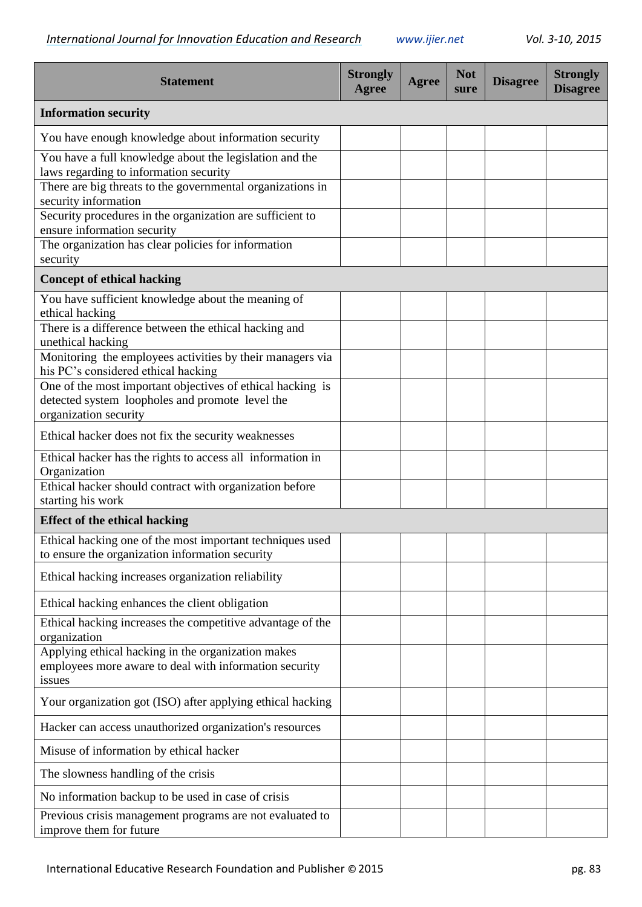| Statement | Strongly Agree | Agree | Not sure | Disagree | Strongly Disagree |
|---|---|---|---|---|---|
| **Information security** | | | | | |
| You have enough knowledge about information security | | | | | |
| You have a full knowledge about the legislation and the laws regarding to information security | | | | | |
| There are big threats to the governmental organizations in security information | | | | | |
| Security procedures in the organization are sufficient to ensure information security | | | | | |
| The organization has clear policies for information security | | | | | |
| **Concept of ethical hacking** | | | | | |
| You have sufficient knowledge about the meaning of ethical hacking | | | | | |
| There is a difference between the ethical hacking and unethical hacking | | | | | |
| Monitoring the employees activities by their managers via his PC's considered ethical hacking | | | | | |
| One of the most important objectives of ethical hacking is detected system loopholes and promote level the organization security | | | | | |
| Ethical hacker does not fix the security weaknesses | | | | | |
| Ethical hacker has the rights to access all information in Organization | | | | | |
| Ethical hacker should contract with organization before starting his work | | | | | |
| **Effect of the ethical hacking** | | | | | |
| Ethical hacking one of the most important techniques used to ensure the organization information security | | | | | |
| Ethical hacking increases organization reliability | | | | | |
| Ethical hacking enhances the client obligation | | | | | |
| Ethical hacking increases the competitive advantage of the organization | | | | | |
| Applying ethical hacking in the organization makes employees more aware to deal with information security issues | | | | | |
| Your organization got (ISO) after applying ethical hacking | | | | | |
| Hacker can access unauthorized organization's resources | | | | | |
| Misuse of information by ethical hacker | | | | | |
| The slowness handling of the crisis | | | | | |
| No information backup to be used in case of crisis | | | | | |
| Previous crisis management programs are not evaluated to improve them for future | | | | | |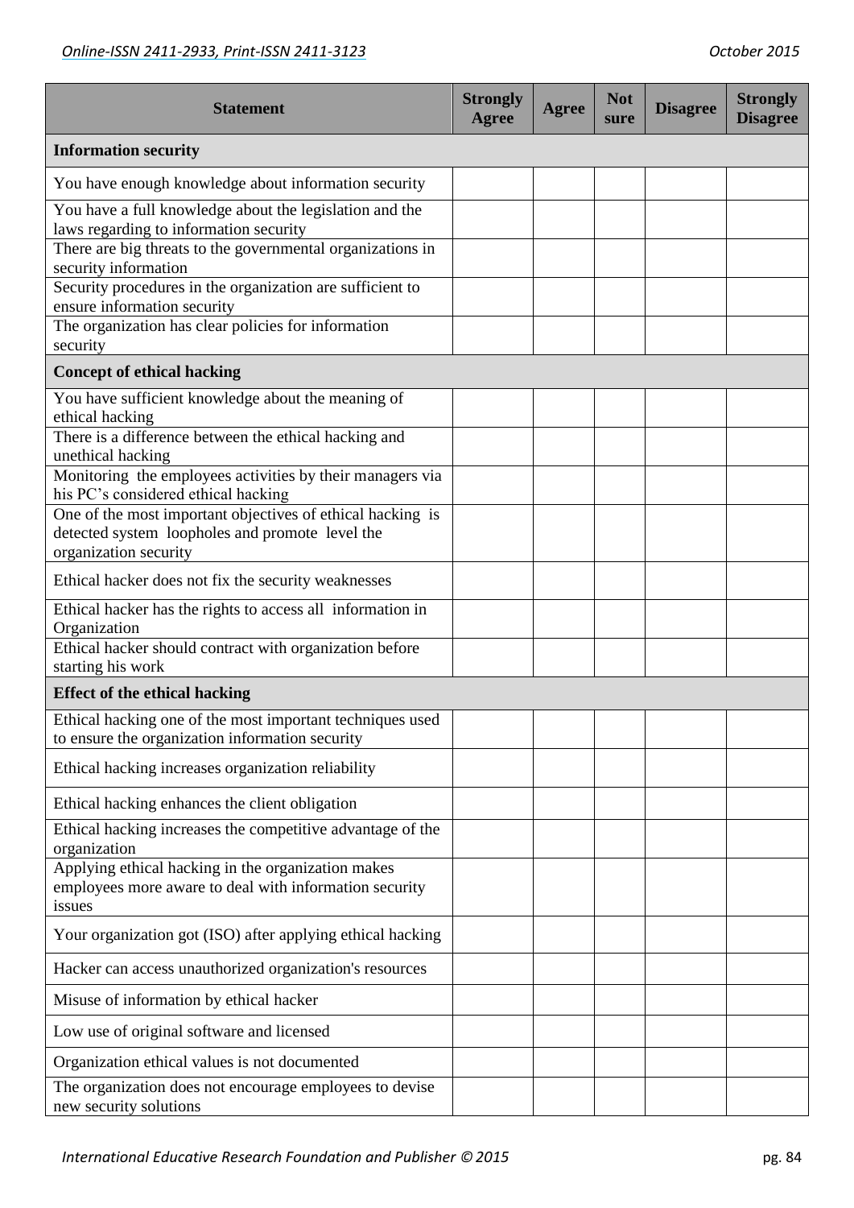| Statement | Strongly Agree | Agree | Not sure | Disagree | Strongly Disagree |
|---|---|---|---|---|---|
| **Information security** | | | | | |
| You have enough knowledge about information security | | | | | |
| You have a full knowledge about the legislation and the laws regarding to information security | | | | | |
| There are big threats to the governmental organizations in security information | | | | | |
| Security procedures in the organization are sufficient to ensure information security | | | | | |
| The organization has clear policies for information security | | | | | |
| **Concept of ethical hacking** | | | | | |
| You have sufficient knowledge about the meaning of ethical hacking | | | | | |
| There is a difference between the ethical hacking and unethical hacking | | | | | |
| Monitoring the employees activities by their managers via his PC's considered ethical hacking | | | | | |
| One of the most important objectives of ethical hacking is detected system loopholes and promote level the organization security | | | | | |
| Ethical hacker does not fix the security weaknesses | | | | | |
| Ethical hacker has the rights to access all information in Organization | | | | | |
| Ethical hacker should contract with organization before starting his work | | | | | |
| **Effect of the ethical hacking** | | | | | |
| Ethical hacking one of the most important techniques used to ensure the organization information security | | | | | |
| Ethical hacking increases organization reliability | | | | | |
| Ethical hacking enhances the client obligation | | | | | |
| Ethical hacking increases the competitive advantage of the organization | | | | | |
| Applying ethical hacking in the organization makes employees more aware to deal with information security issues | | | | | |
| Your organization got (ISO) after applying ethical hacking | | | | | |
| Hacker can access unauthorized organization's resources | | | | | |
| Misuse of information by ethical hacker | | | | | |
| Low use of original software and licensed | | | | | |
| Organization ethical values is not documented | | | | | |
| The organization does not encourage employees to devise new security solutions | | | | | |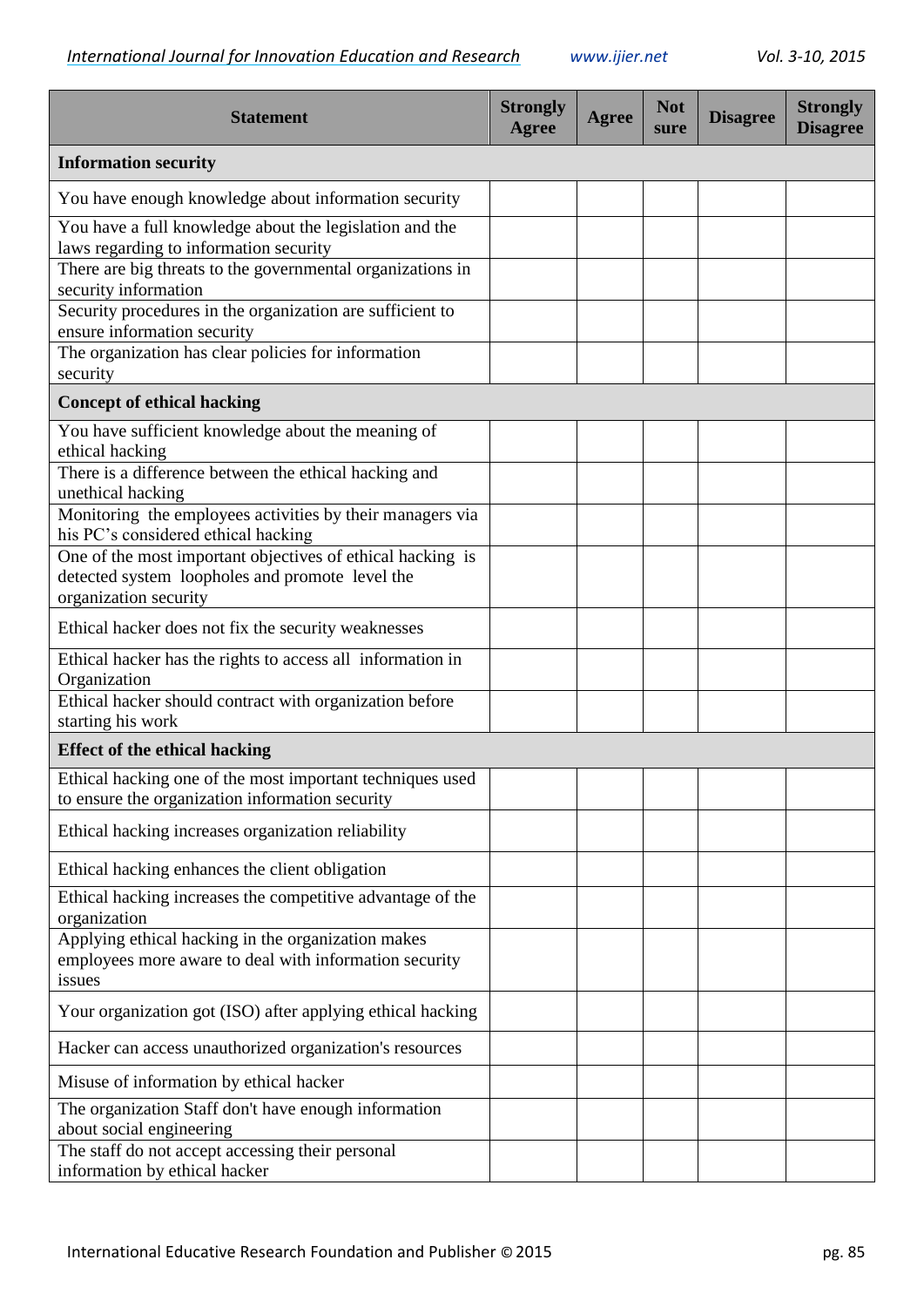| Statement | Strongly Agree | Agree | Not sure | Disagree | Strongly Disagree |
|---|---|---|---|---|---|
| **Information security** | | | | | |
| You have enough knowledge about information security | | | | | |
| You have a full knowledge about the legislation and the laws regarding to information security | | | | | |
| There are big threats to the governmental organizations in security information | | | | | |
| Security procedures in the organization are sufficient to ensure information security | | | | | |
| The organization has clear policies for information security | | | | | |
| **Concept of ethical hacking** | | | | | |
| You have sufficient knowledge about the meaning of ethical hacking | | | | | |
| There is a difference between the ethical hacking and unethical hacking | | | | | |
| Monitoring the employees activities by their managers via his PC's considered ethical hacking | | | | | |
| One of the most important objectives of ethical hacking is detected system loopholes and promote level the organization security | | | | | |
| Ethical hacker does not fix the security weaknesses | | | | | |
| Ethical hacker has the rights to access all information in Organization | | | | | |
| Ethical hacker should contract with organization before starting his work | | | | | |
| **Effect of the ethical hacking** | | | | | |
| Ethical hacking one of the most important techniques used to ensure the organization information security | | | | | |
| Ethical hacking increases organization reliability | | | | | |
| Ethical hacking enhances the client obligation | | | | | |
| Ethical hacking increases the competitive advantage of the organization | | | | | |
| Applying ethical hacking in the organization makes employees more aware to deal with information security issues | | | | | |
| Your organization got (ISO) after applying ethical hacking | | | | | |
| Hacker can access unauthorized organization's resources | | | | | |
| Misuse of information by ethical hacker | | | | | |
| The organization Staff don't have enough information about social engineering | | | | | |
| The staff do not accept accessing their personal information by ethical hacker | | | | | |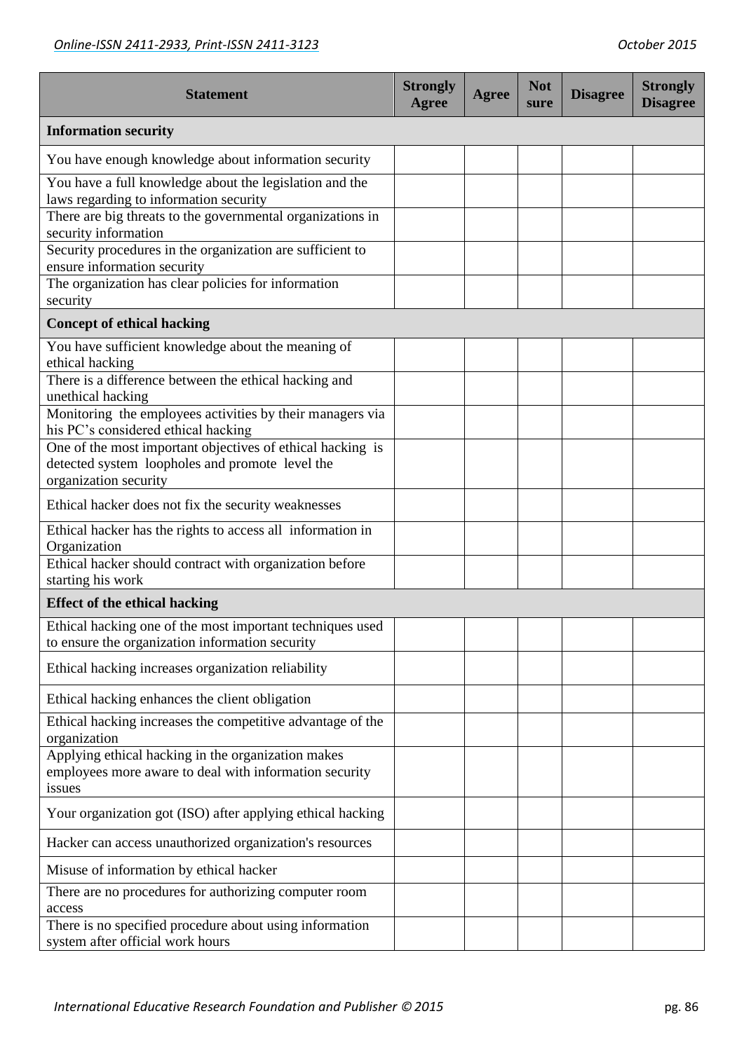| Statement | Strongly Agree | Agree | Not sure | Disagree | Strongly Disagree |
|---|---|---|---|---|---|
| **Information security** | | | | | |
| You have enough knowledge about information security | | | | | |
| You have a full knowledge about the legislation and the laws regarding to information security | | | | | |
| There are big threats to the governmental organizations in security information | | | | | |
| Security procedures in the organization are sufficient to ensure information security | | | | | |
| The organization has clear policies for information security | | | | | |
| **Concept of ethical hacking** | | | | | |
| You have sufficient knowledge about the meaning of ethical hacking | | | | | |
| There is a difference between the ethical hacking and unethical hacking | | | | | |
| Monitoring the employees activities by their managers via his PC's considered ethical hacking | | | | | |
| One of the most important objectives of ethical hacking is detected system loopholes and promote level the organization security | | | | | |
| Ethical hacker does not fix the security weaknesses | | | | | |
| Ethical hacker has the rights to access all information in Organization | | | | | |
| Ethical hacker should contract with organization before starting his work | | | | | |
| **Effect of the ethical hacking** | | | | | |
| Ethical hacking one of the most important techniques used to ensure the organization information security | | | | | |
| Ethical hacking increases organization reliability | | | | | |
| Ethical hacking enhances the client obligation | | | | | |
| Ethical hacking increases the competitive advantage of the organization | | | | | |
| Applying ethical hacking in the organization makes employees more aware to deal with information security issues | | | | | |
| Your organization got (ISO) after applying ethical hacking | | | | | |
| Hacker can access unauthorized organization's resources | | | | | |
| Misuse of information by ethical hacker | | | | | |
| There are no procedures for authorizing computer room access | | | | | |
| There is no specified procedure about using information system after official work hours | | | | | |